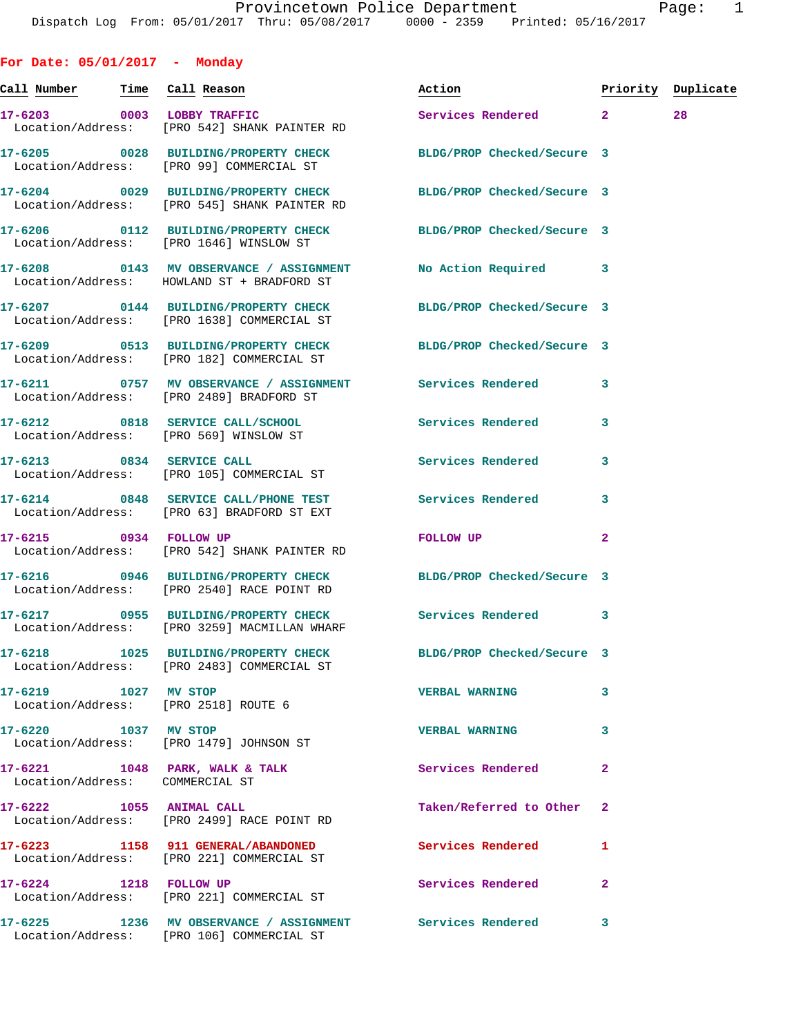## For Date: 05/01/2017 - Monday

| Call Number | Time | Call Reason | Action | Priority | Duplicate |
|---|---|---|---|---|---|
| 17-6203 | 0003 | LOBBY TRAFFIC | Services Rendered | 2 | 28 |
| Location/Address: | | [PRO 542] SHANK PAINTER RD | | | |
| 17-6205 | 0028 | BUILDING/PROPERTY CHECK | BLDG/PROP Checked/Secure | 3 | |
| Location/Address: | | [PRO 99] COMMERCIAL ST | | | |
| 17-6204 | 0029 | BUILDING/PROPERTY CHECK | BLDG/PROP Checked/Secure | 3 | |
| Location/Address: | | [PRO 545] SHANK PAINTER RD | | | |
| 17-6206 | 0112 | BUILDING/PROPERTY CHECK | BLDG/PROP Checked/Secure | 3 | |
| Location/Address: | | [PRO 1646] WINSLOW ST | | | |
| 17-6208 | 0143 | MV OBSERVANCE / ASSIGNMENT | No Action Required | 3 | |
| Location/Address: | | HOWLAND ST + BRADFORD ST | | | |
| 17-6207 | 0144 | BUILDING/PROPERTY CHECK | BLDG/PROP Checked/Secure | 3 | |
| Location/Address: | | [PRO 1638] COMMERCIAL ST | | | |
| 17-6209 | 0513 | BUILDING/PROPERTY CHECK | BLDG/PROP Checked/Secure | 3 | |
| Location/Address: | | [PRO 182] COMMERCIAL ST | | | |
| 17-6211 | 0757 | MV OBSERVANCE / ASSIGNMENT | Services Rendered | 3 | |
| Location/Address: | | [PRO 2489] BRADFORD ST | | | |
| 17-6212 | 0818 | SERVICE CALL/SCHOOL | Services Rendered | 3 | |
| Location/Address: | | [PRO 569] WINSLOW ST | | | |
| 17-6213 | 0834 | SERVICE CALL | Services Rendered | 3 | |
| Location/Address: | | [PRO 105] COMMERCIAL ST | | | |
| 17-6214 | 0848 | SERVICE CALL/PHONE TEST | Services Rendered | 3 | |
| Location/Address: | | [PRO 63] BRADFORD ST EXT | | | |
| 17-6215 | 0934 | FOLLOW UP | FOLLOW UP | 2 | |
| Location/Address: | | [PRO 542] SHANK PAINTER RD | | | |
| 17-6216 | 0946 | BUILDING/PROPERTY CHECK | BLDG/PROP Checked/Secure | 3 | |
| Location/Address: | | [PRO 2540] RACE POINT RD | | | |
| 17-6217 | 0955 | BUILDING/PROPERTY CHECK | Services Rendered | 3 | |
| Location/Address: | | [PRO 3259] MACMILLAN WHARF | | | |
| 17-6218 | 1025 | BUILDING/PROPERTY CHECK | BLDG/PROP Checked/Secure | 3 | |
| Location/Address: | | [PRO 2483] COMMERCIAL ST | | | |
| 17-6219 | 1027 | MV STOP | VERBAL WARNING | 3 | |
| Location/Address: | | [PRO 2518] ROUTE 6 | | | |
| 17-6220 | 1037 | MV STOP | VERBAL WARNING | 3 | |
| Location/Address: | | [PRO 1479] JOHNSON ST | | | |
| 17-6221 | 1048 | PARK, WALK & TALK | Services Rendered | 2 | |
| Location/Address: | | COMMERCIAL ST | | | |
| 17-6222 | 1055 | ANIMAL CALL | Taken/Referred to Other | 2 | |
| Location/Address: | | [PRO 2499] RACE POINT RD | | | |
| 17-6223 | 1158 | 911 GENERAL/ABANDONED | Services Rendered | 1 | |
| Location/Address: | | [PRO 221] COMMERCIAL ST | | | |
| 17-6224 | 1218 | FOLLOW UP | Services Rendered | 2 | |
| Location/Address: | | [PRO 221] COMMERCIAL ST | | | |
| 17-6225 | 1236 | MV OBSERVANCE / ASSIGNMENT | Services Rendered | 3 | |
| Location/Address: | | [PRO 106] COMMERCIAL ST | | | |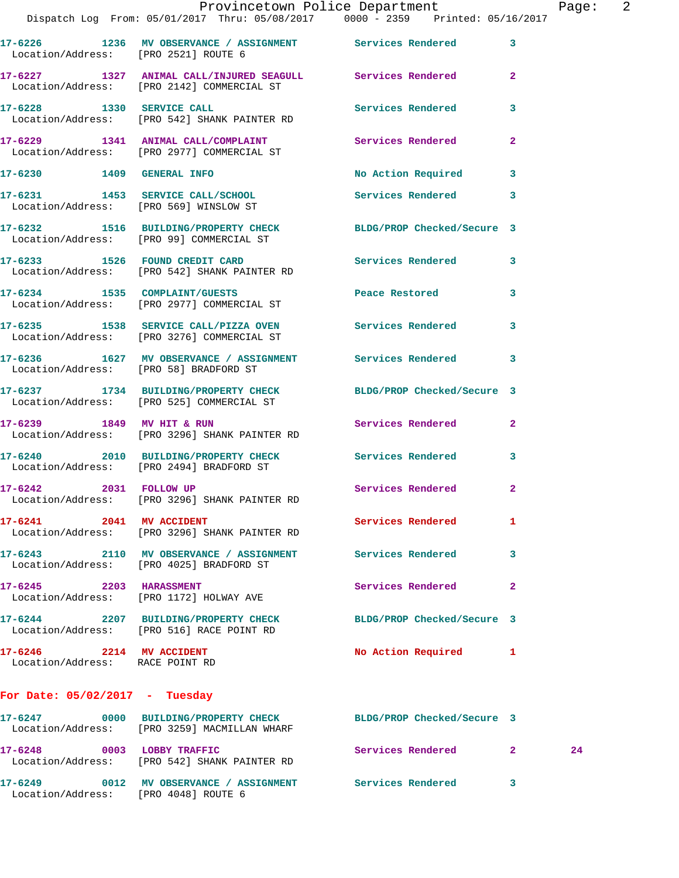17-6226 1236 MV OBSERVANCE / ASSIGNMENT Services Rendered 3
Location/Address: [PRO 2521] ROUTE 6

17-6227 1327 ANIMAL CALL/INJURED SEAGULL Services Rendered 2
Location/Address: [PRO 2142] COMMERCIAL ST

17-6228 1330 SERVICE CALL Services Rendered 3
Location/Address: [PRO 542] SHANK PAINTER RD

17-6229 1341 ANIMAL CALL/COMPLAINT Services Rendered 2
Location/Address: [PRO 2977] COMMERCIAL ST

17-6230 1409 GENERAL INFO No Action Required 3

17-6231 1453 SERVICE CALL/SCHOOL Services Rendered 3
Location/Address: [PRO 569] WINSLOW ST

17-6232 1516 BUILDING/PROPERTY CHECK BLDG/PROP Checked/Secure 3
Location/Address: [PRO 99] COMMERCIAL ST

17-6233 1526 FOUND CREDIT CARD Services Rendered 3
Location/Address: [PRO 542] SHANK PAINTER RD

17-6234 1535 COMPLAINT/GUESTS Peace Restored 3
Location/Address: [PRO 2977] COMMERCIAL ST

17-6235 1538 SERVICE CALL/PIZZA OVEN Services Rendered 3
Location/Address: [PRO 3276] COMMERCIAL ST

17-6236 1627 MV OBSERVANCE / ASSIGNMENT Services Rendered 3
Location/Address: [PRO 58] BRADFORD ST

17-6237 1734 BUILDING/PROPERTY CHECK BLDG/PROP Checked/Secure 3
Location/Address: [PRO 525] COMMERCIAL ST

17-6239 1849 MV HIT & RUN Services Rendered 2
Location/Address: [PRO 3296] SHANK PAINTER RD

17-6240 2010 BUILDING/PROPERTY CHECK Services Rendered 3
Location/Address: [PRO 2494] BRADFORD ST

17-6242 2031 FOLLOW UP Services Rendered 2
Location/Address: [PRO 3296] SHANK PAINTER RD

17-6241 2041 MV ACCIDENT Services Rendered 1
Location/Address: [PRO 3296] SHANK PAINTER RD

17-6243 2110 MV OBSERVANCE / ASSIGNMENT Services Rendered 3
Location/Address: [PRO 4025] BRADFORD ST

17-6245 2203 HARASSMENT Services Rendered 2
Location/Address: [PRO 1172] HOLWAY AVE

17-6244 2207 BUILDING/PROPERTY CHECK BLDG/PROP Checked/Secure 3
Location/Address: [PRO 516] RACE POINT RD

17-6246 2214 MV ACCIDENT No Action Required 1
Location/Address: RACE POINT RD

## For Date: 05/02/2017 - Tuesday

17-6247 0000 BUILDING/PROPERTY CHECK BLDG/PROP Checked/Secure 3
Location/Address: [PRO 3259] MACMILLAN WHARF

17-6248 0003 LOBBY TRAFFIC Services Rendered 2 24
Location/Address: [PRO 542] SHANK PAINTER RD

17-6249 0012 MV OBSERVANCE / ASSIGNMENT Services Rendered 3
Location/Address: [PRO 4048] ROUTE 6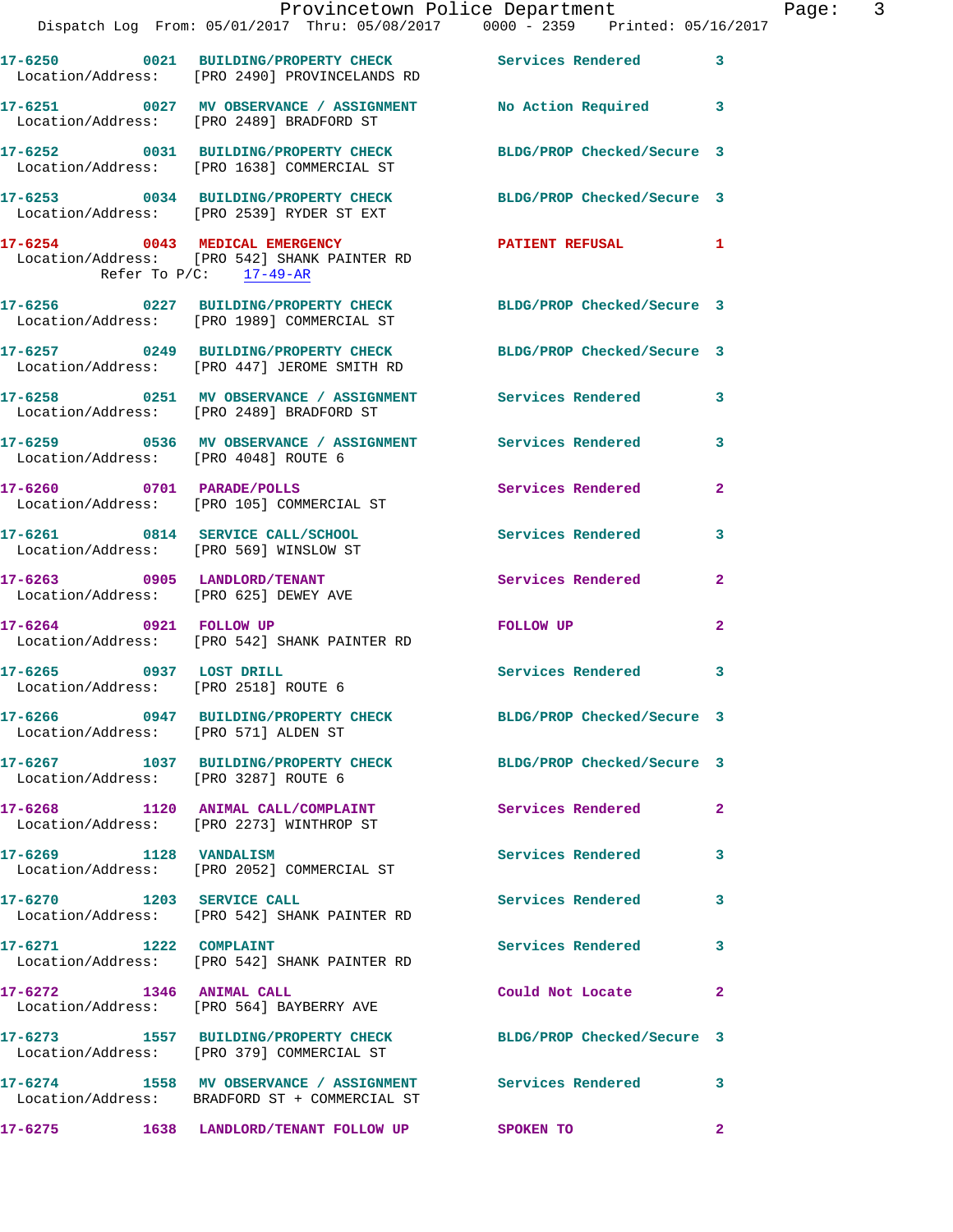17-6250 0021 BUILDING/PROPERTY CHECK Services Rendered 3
Location/Address: [PRO 2490] PROVINCELANDS RD

17-6251 0027 MV OBSERVANCE / ASSIGNMENT No Action Required 3
Location/Address: [PRO 2489] BRADFORD ST

17-6252 0031 BUILDING/PROPERTY CHECK BLDG/PROP Checked/Secure 3
Location/Address: [PRO 1638] COMMERCIAL ST

17-6253 0034 BUILDING/PROPERTY CHECK BLDG/PROP Checked/Secure 3
Location/Address: [PRO 2539] RYDER ST EXT

17-6254 0043 MEDICAL EMERGENCY PATIENT REFUSAL 1
Location/Address: [PRO 542] SHANK PAINTER RD
Refer To P/C: 17-49-AR

17-6256 0227 BUILDING/PROPERTY CHECK BLDG/PROP Checked/Secure 3
Location/Address: [PRO 1989] COMMERCIAL ST

17-6257 0249 BUILDING/PROPERTY CHECK BLDG/PROP Checked/Secure 3
Location/Address: [PRO 447] JEROME SMITH RD

17-6258 0251 MV OBSERVANCE / ASSIGNMENT Services Rendered 3
Location/Address: [PRO 2489] BRADFORD ST

17-6259 0536 MV OBSERVANCE / ASSIGNMENT Services Rendered 3
Location/Address: [PRO 4048] ROUTE 6

17-6260 0701 PARADE/POLLS Services Rendered 2
Location/Address: [PRO 105] COMMERCIAL ST

17-6261 0814 SERVICE CALL/SCHOOL Services Rendered 3
Location/Address: [PRO 569] WINSLOW ST

17-6263 0905 LANDLORD/TENANT Services Rendered 2
Location/Address: [PRO 625] DEWEY AVE

17-6264 0921 FOLLOW UP FOLLOW UP 2
Location/Address: [PRO 542] SHANK PAINTER RD

17-6265 0937 LOST DRILL Services Rendered 3
Location/Address: [PRO 2518] ROUTE 6

17-6266 0947 BUILDING/PROPERTY CHECK BLDG/PROP Checked/Secure 3
Location/Address: [PRO 571] ALDEN ST

17-6267 1037 BUILDING/PROPERTY CHECK BLDG/PROP Checked/Secure 3
Location/Address: [PRO 3287] ROUTE 6

17-6268 1120 ANIMAL CALL/COMPLAINT Services Rendered 2
Location/Address: [PRO 2273] WINTHROP ST

17-6269 1128 VANDALISM Services Rendered 3
Location/Address: [PRO 2052] COMMERCIAL ST

17-6270 1203 SERVICE CALL Services Rendered 3
Location/Address: [PRO 542] SHANK PAINTER RD

17-6271 1222 COMPLAINT Services Rendered 3
Location/Address: [PRO 542] SHANK PAINTER RD

17-6272 1346 ANIMAL CALL Could Not Locate 2
Location/Address: [PRO 564] BAYBERRY AVE

17-6273 1557 BUILDING/PROPERTY CHECK BLDG/PROP Checked/Secure 3
Location/Address: [PRO 379] COMMERCIAL ST

17-6274 1558 MV OBSERVANCE / ASSIGNMENT Services Rendered 3
Location/Address: BRADFORD ST + COMMERCIAL ST

17-6275 1638 LANDLORD/TENANT FOLLOW UP SPOKEN TO 2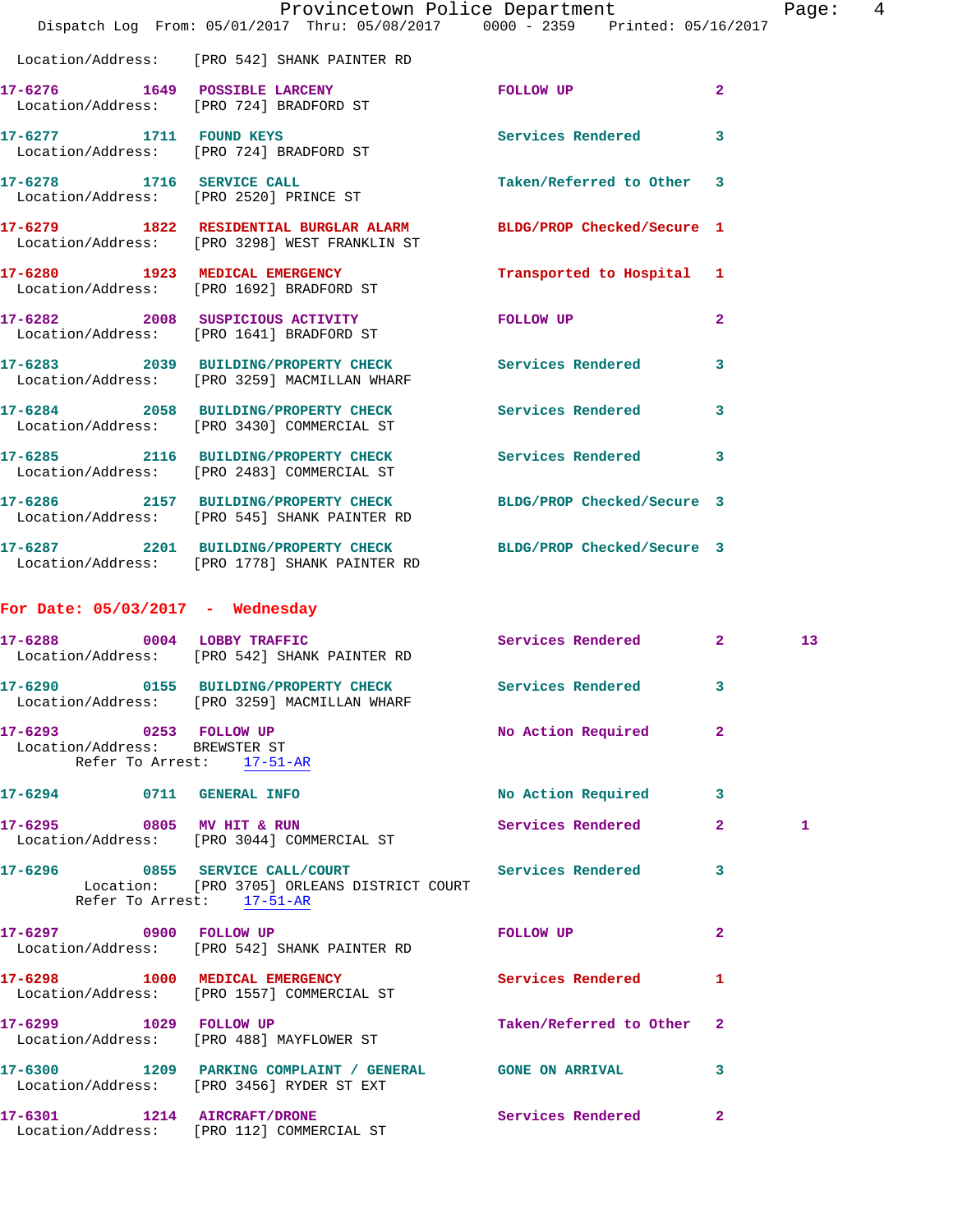Location/Address: [PRO 542] SHANK PAINTER RD

17-6276 1649 POSSIBLE LARCENY FOLLOW UP 2
Location/Address: [PRO 724] BRADFORD ST

17-6277 1711 FOUND KEYS Services Rendered 3
Location/Address: [PRO 724] BRADFORD ST

17-6278 1716 SERVICE CALL Taken/Referred to Other 3
Location/Address: [PRO 2520] PRINCE ST

17-6279 1822 RESIDENTIAL BURGLAR ALARM BLDG/PROP Checked/Secure 1
Location/Address: [PRO 3298] WEST FRANKLIN ST

17-6280 1923 MEDICAL EMERGENCY Transported to Hospital 1
Location/Address: [PRO 1692] BRADFORD ST

17-6282 2008 SUSPICIOUS ACTIVITY FOLLOW UP 2
Location/Address: [PRO 1641] BRADFORD ST

17-6283 2039 BUILDING/PROPERTY CHECK Services Rendered 3
Location/Address: [PRO 3259] MACMILLAN WHARF

17-6284 2058 BUILDING/PROPERTY CHECK Services Rendered 3
Location/Address: [PRO 3430] COMMERCIAL ST

17-6285 2116 BUILDING/PROPERTY CHECK Services Rendered 3
Location/Address: [PRO 2483] COMMERCIAL ST

17-6286 2157 BUILDING/PROPERTY CHECK BLDG/PROP Checked/Secure 3
Location/Address: [PRO 545] SHANK PAINTER RD

17-6287 2201 BUILDING/PROPERTY CHECK BLDG/PROP Checked/Secure 3
Location/Address: [PRO 1778] SHANK PAINTER RD

## For Date: 05/03/2017 - Wednesday

17-6288 0004 LOBBY TRAFFIC Services Rendered 2 13
Location/Address: [PRO 542] SHANK PAINTER RD

17-6290 0155 BUILDING/PROPERTY CHECK Services Rendered 3
Location/Address: [PRO 3259] MACMILLAN WHARF

17-6293 0253 FOLLOW UP No Action Required 2
Location/Address: BREWSTER ST
Refer To Arrest: 17-51-AR

17-6294 0711 GENERAL INFO No Action Required 3

17-6295 0805 MV HIT & RUN Services Rendered 2 1
Location/Address: [PRO 3044] COMMERCIAL ST

17-6296 0855 SERVICE CALL/COURT Services Rendered 3
Location: [PRO 3705] ORLEANS DISTRICT COURT
Refer To Arrest: 17-51-AR

17-6297 0900 FOLLOW UP FOLLOW UP 2
Location/Address: [PRO 542] SHANK PAINTER RD

17-6298 1000 MEDICAL EMERGENCY Services Rendered 1
Location/Address: [PRO 1557] COMMERCIAL ST

17-6299 1029 FOLLOW UP Taken/Referred to Other 2
Location/Address: [PRO 488] MAYFLOWER ST

17-6300 1209 PARKING COMPLAINT / GENERAL GONE ON ARRIVAL 3
Location/Address: [PRO 3456] RYDER ST EXT

17-6301 1214 AIRCRAFT/DRONE Services Rendered 2
Location/Address: [PRO 112] COMMERCIAL ST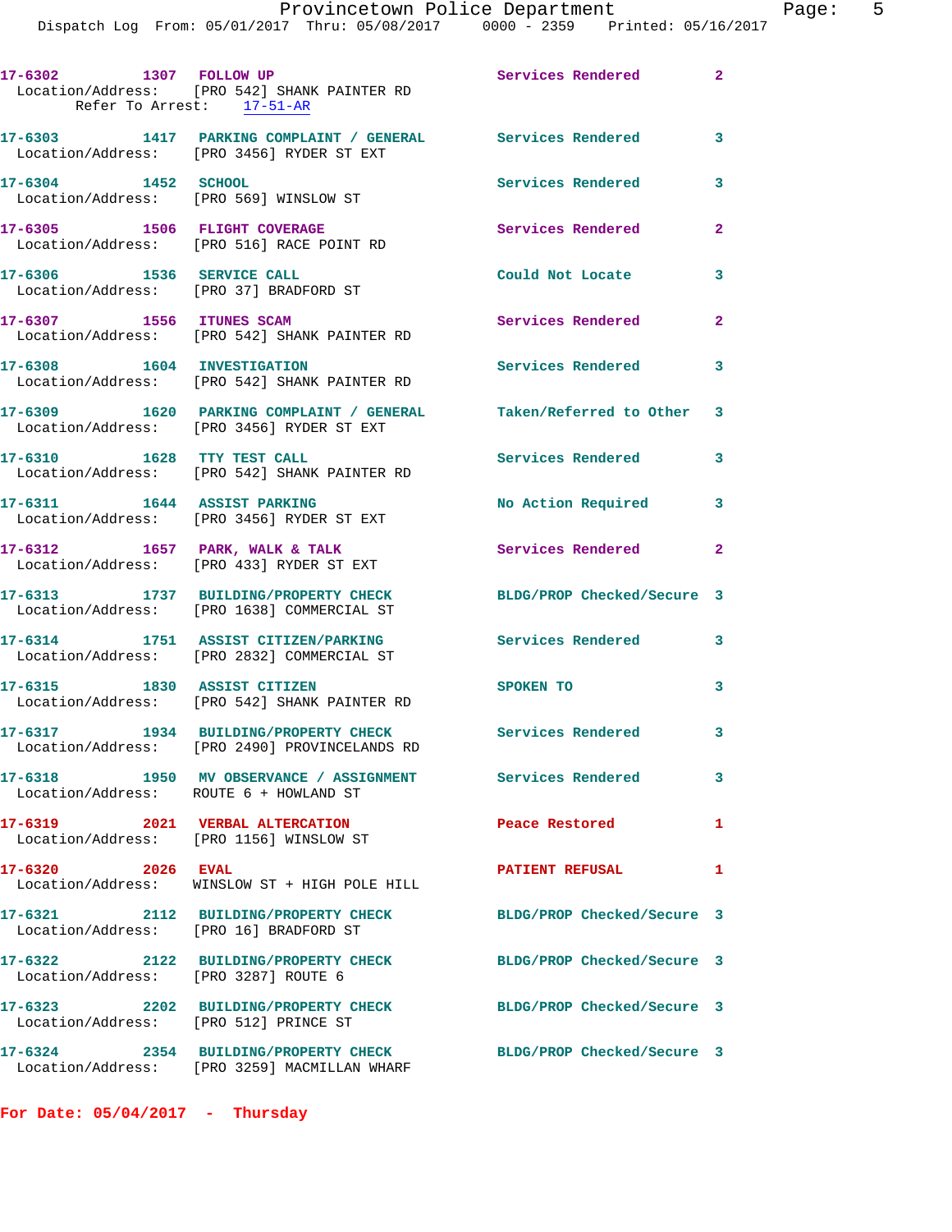17-6302 1307 FOLLOW UP Services Rendered 2
Location/Address: [PRO 542] SHANK PAINTER RD
Refer To Arrest: 17-51-AR

17-6303 1417 PARKING COMPLAINT / GENERAL Services Rendered 3
Location/Address: [PRO 3456] RYDER ST EXT

17-6304 1452 SCHOOL Services Rendered 3
Location/Address: [PRO 569] WINSLOW ST

17-6305 1506 FLIGHT COVERAGE Services Rendered 2
Location/Address: [PRO 516] RACE POINT RD

17-6306 1536 SERVICE CALL Could Not Locate 3
Location/Address: [PRO 37] BRADFORD ST

17-6307 1556 ITUNES SCAM Services Rendered 2
Location/Address: [PRO 542] SHANK PAINTER RD

17-6308 1604 INVESTIGATION Services Rendered 3
Location/Address: [PRO 542] SHANK PAINTER RD

17-6309 1620 PARKING COMPLAINT / GENERAL Taken/Referred to Other 3
Location/Address: [PRO 3456] RYDER ST EXT

17-6310 1628 TTY TEST CALL Services Rendered 3
Location/Address: [PRO 542] SHANK PAINTER RD

17-6311 1644 ASSIST PARKING No Action Required 3
Location/Address: [PRO 3456] RYDER ST EXT

17-6312 1657 PARK, WALK & TALK Services Rendered 2
Location/Address: [PRO 433] RYDER ST EXT

17-6313 1737 BUILDING/PROPERTY CHECK BLDG/PROP Checked/Secure 3
Location/Address: [PRO 1638] COMMERCIAL ST

17-6314 1751 ASSIST CITIZEN/PARKING Services Rendered 3
Location/Address: [PRO 2832] COMMERCIAL ST

17-6315 1830 ASSIST CITIZEN SPOKEN TO 3
Location/Address: [PRO 542] SHANK PAINTER RD

17-6317 1934 BUILDING/PROPERTY CHECK Services Rendered 3
Location/Address: [PRO 2490] PROVINCELANDS RD

17-6318 1950 MV OBSERVANCE / ASSIGNMENT Services Rendered 3
Location/Address: ROUTE 6 + HOWLAND ST

17-6319 2021 VERBAL ALTERCATION Peace Restored 1
Location/Address: [PRO 1156] WINSLOW ST

17-6320 2026 EVAL PATIENT REFUSAL 1
Location/Address: WINSLOW ST + HIGH POLE HILL

17-6321 2112 BUILDING/PROPERTY CHECK BLDG/PROP Checked/Secure 3
Location/Address: [PRO 16] BRADFORD ST

17-6322 2122 BUILDING/PROPERTY CHECK BLDG/PROP Checked/Secure 3
Location/Address: [PRO 3287] ROUTE 6

17-6323 2202 BUILDING/PROPERTY CHECK BLDG/PROP Checked/Secure 3
Location/Address: [PRO 512] PRINCE ST

17-6324 2354 BUILDING/PROPERTY CHECK BLDG/PROP Checked/Secure 3
Location/Address: [PRO 3259] MACMILLAN WHARF

**For Date: 05/04/2017 - Thursday**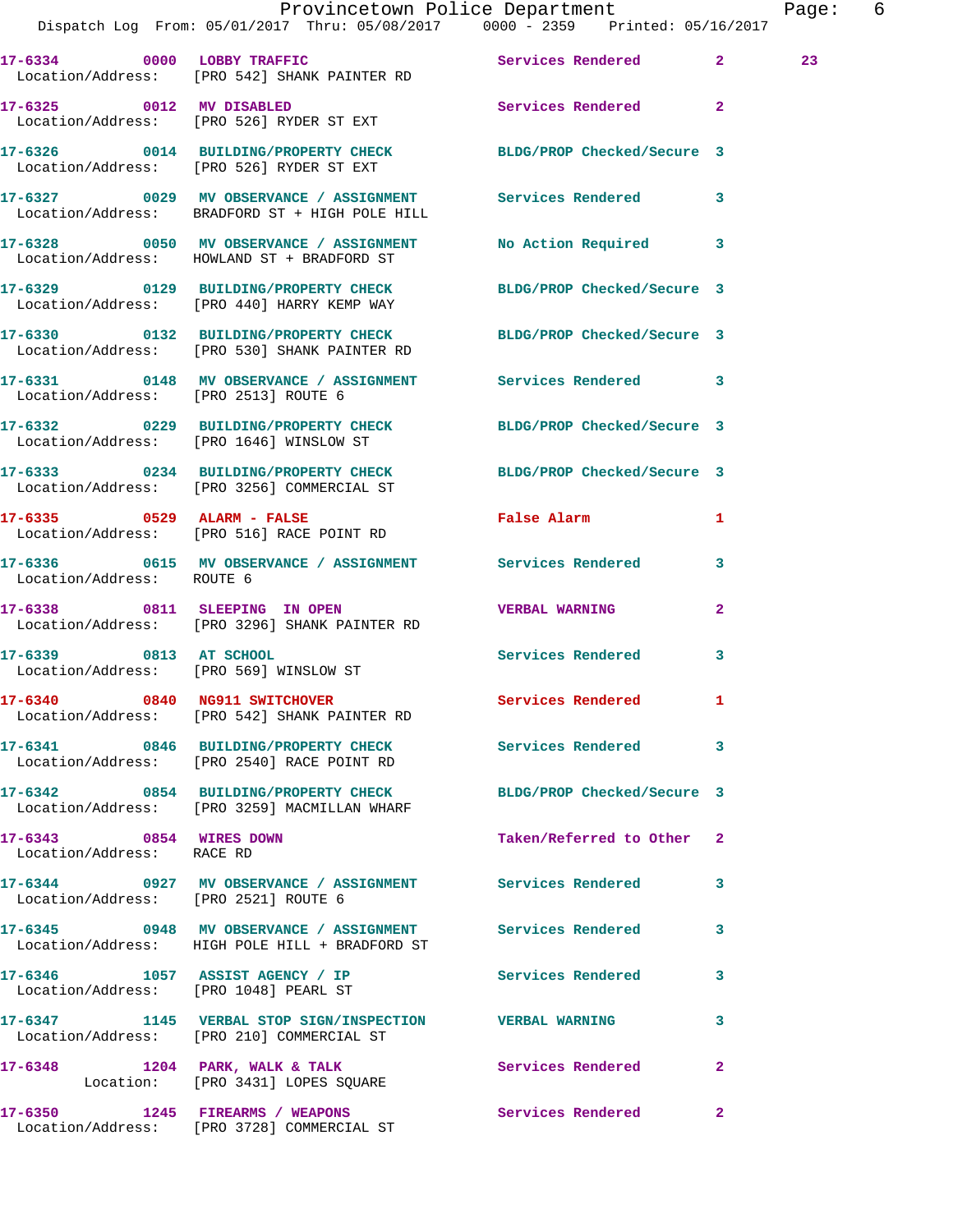17-6334 0000 LOBBY TRAFFIC Services Rendered 2 23
Location/Address: [PRO 542] SHANK PAINTER RD

17-6325 0012 MV DISABLED Services Rendered 2
Location/Address: [PRO 526] RYDER ST EXT

17-6326 0014 BUILDING/PROPERTY CHECK BLDG/PROP Checked/Secure 3
Location/Address: [PRO 526] RYDER ST EXT

17-6327 0029 MV OBSERVANCE / ASSIGNMENT Services Rendered 3
Location/Address: BRADFORD ST + HIGH POLE HILL

17-6328 0050 MV OBSERVANCE / ASSIGNMENT No Action Required 3
Location/Address: HOWLAND ST + BRADFORD ST

17-6329 0129 BUILDING/PROPERTY CHECK BLDG/PROP Checked/Secure 3
Location/Address: [PRO 440] HARRY KEMP WAY

17-6330 0132 BUILDING/PROPERTY CHECK BLDG/PROP Checked/Secure 3
Location/Address: [PRO 530] SHANK PAINTER RD

17-6331 0148 MV OBSERVANCE / ASSIGNMENT Services Rendered 3
Location/Address: [PRO 2513] ROUTE 6

17-6332 0229 BUILDING/PROPERTY CHECK BLDG/PROP Checked/Secure 3
Location/Address: [PRO 1646] WINSLOW ST

17-6333 0234 BUILDING/PROPERTY CHECK BLDG/PROP Checked/Secure 3
Location/Address: [PRO 3256] COMMERCIAL ST

17-6335 0529 ALARM - FALSE False Alarm 1
Location/Address: [PRO 516] RACE POINT RD

17-6336 0615 MV OBSERVANCE / ASSIGNMENT Services Rendered 3
Location/Address: ROUTE 6

17-6338 0811 SLEEPING IN OPEN VERBAL WARNING 2
Location/Address: [PRO 3296] SHANK PAINTER RD

17-6339 0813 AT SCHOOL Services Rendered 3
Location/Address: [PRO 569] WINSLOW ST

17-6340 0840 NG911 SWITCHOVER Services Rendered 1
Location/Address: [PRO 542] SHANK PAINTER RD

17-6341 0846 BUILDING/PROPERTY CHECK Services Rendered 3
Location/Address: [PRO 2540] RACE POINT RD

17-6342 0854 BUILDING/PROPERTY CHECK BLDG/PROP Checked/Secure 3
Location/Address: [PRO 3259] MACMILLAN WHARF

17-6343 0854 WIRES DOWN Taken/Referred to Other 2
Location/Address: RACE RD

17-6344 0927 MV OBSERVANCE / ASSIGNMENT Services Rendered 3
Location/Address: [PRO 2521] ROUTE 6

17-6345 0948 MV OBSERVANCE / ASSIGNMENT Services Rendered 3
Location/Address: HIGH POLE HILL + BRADFORD ST

17-6346 1057 ASSIST AGENCY / IP Services Rendered 3
Location/Address: [PRO 1048] PEARL ST

17-6347 1145 VERBAL STOP SIGN/INSPECTION VERBAL WARNING 3
Location/Address: [PRO 210] COMMERCIAL ST

17-6348 1204 PARK, WALK & TALK Services Rendered 2
Location: [PRO 3431] LOPES SQUARE

17-6350 1245 FIREARMS / WEAPONS Services Rendered 2
Location/Address: [PRO 3728] COMMERCIAL ST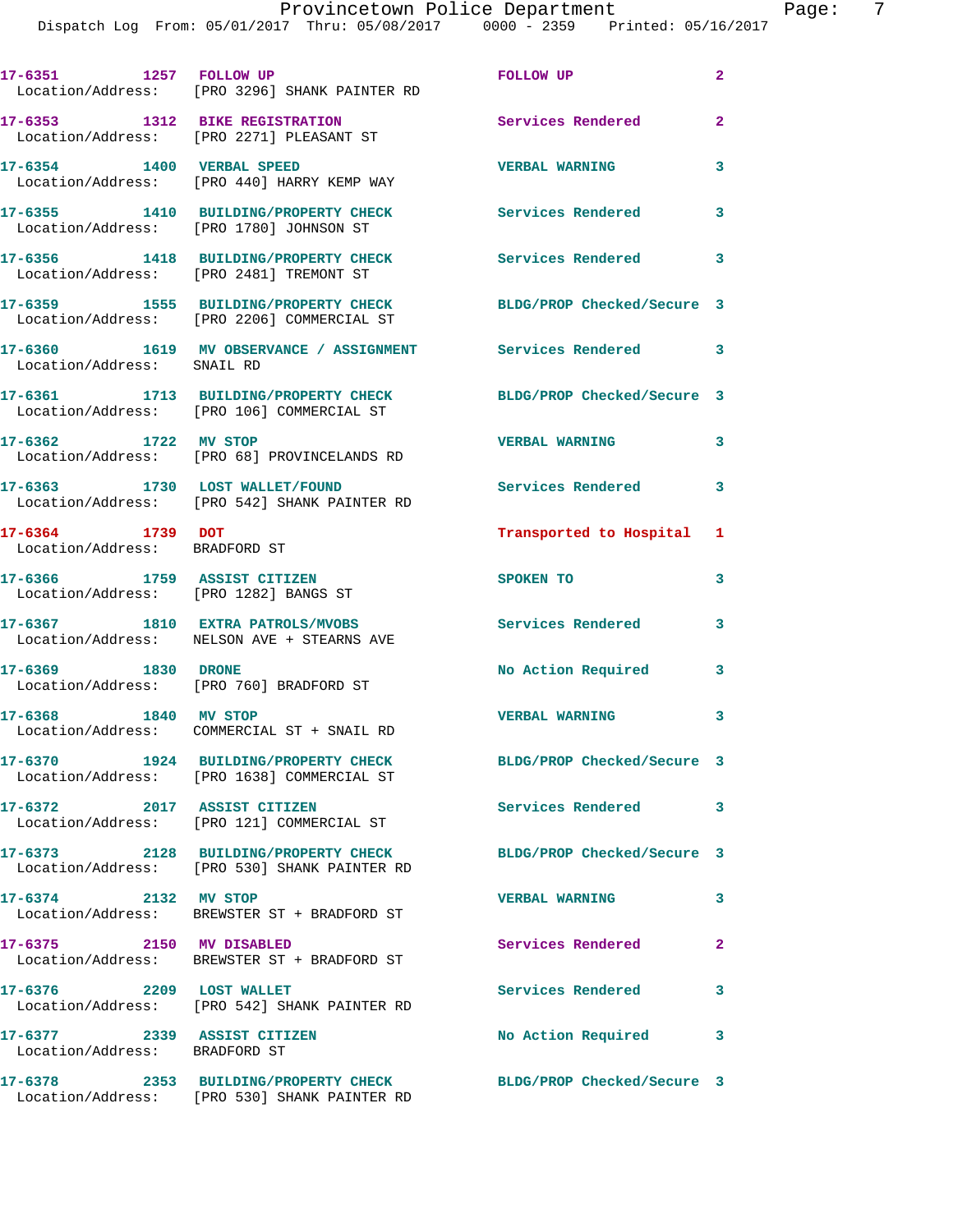17-6351 1257 FOLLOW UP FOLLOW UP 2
Location/Address: [PRO 3296] SHANK PAINTER RD

17-6353 1312 BIKE REGISTRATION Services Rendered 2
Location/Address: [PRO 2271] PLEASANT ST

17-6354 1400 VERBAL SPEED VERBAL WARNING 3
Location/Address: [PRO 440] HARRY KEMP WAY

17-6355 1410 BUILDING/PROPERTY CHECK Services Rendered 3
Location/Address: [PRO 1780] JOHNSON ST

17-6356 1418 BUILDING/PROPERTY CHECK Services Rendered 3
Location/Address: [PRO 2481] TREMONT ST

17-6359 1555 BUILDING/PROPERTY CHECK BLDG/PROP Checked/Secure 3
Location/Address: [PRO 2206] COMMERCIAL ST

17-6360 1619 MV OBSERVANCE / ASSIGNMENT Services Rendered 3
Location/Address: SNAIL RD

17-6361 1713 BUILDING/PROPERTY CHECK BLDG/PROP Checked/Secure 3
Location/Address: [PRO 106] COMMERCIAL ST

17-6362 1722 MV STOP VERBAL WARNING 3
Location/Address: [PRO 68] PROVINCELANDS RD

17-6363 1730 LOST WALLET/FOUND Services Rendered 3
Location/Address: [PRO 542] SHANK PAINTER RD

17-6364 1739 DOT Transported to Hospital 1
Location/Address: BRADFORD ST

17-6366 1759 ASSIST CITIZEN SPOKEN TO 3
Location/Address: [PRO 1282] BANGS ST

17-6367 1810 EXTRA PATROLS/MVOBS Services Rendered 3
Location/Address: NELSON AVE + STEARNS AVE

17-6369 1830 DRONE No Action Required 3
Location/Address: [PRO 760] BRADFORD ST

17-6368 1840 MV STOP VERBAL WARNING 3
Location/Address: COMMERCIAL ST + SNAIL RD

17-6370 1924 BUILDING/PROPERTY CHECK BLDG/PROP Checked/Secure 3
Location/Address: [PRO 1638] COMMERCIAL ST

17-6372 2017 ASSIST CITIZEN Services Rendered 3
Location/Address: [PRO 121] COMMERCIAL ST

17-6373 2128 BUILDING/PROPERTY CHECK BLDG/PROP Checked/Secure 3
Location/Address: [PRO 530] SHANK PAINTER RD

17-6374 2132 MV STOP VERBAL WARNING 3
Location/Address: BREWSTER ST + BRADFORD ST

17-6375 2150 MV DISABLED Services Rendered 2
Location/Address: BREWSTER ST + BRADFORD ST

17-6376 2209 LOST WALLET Services Rendered 3
Location/Address: [PRO 542] SHANK PAINTER RD

17-6377 2339 ASSIST CITIZEN No Action Required 3
Location/Address: BRADFORD ST

17-6378 2353 BUILDING/PROPERTY CHECK BLDG/PROP Checked/Secure 3
Location/Address: [PRO 530] SHANK PAINTER RD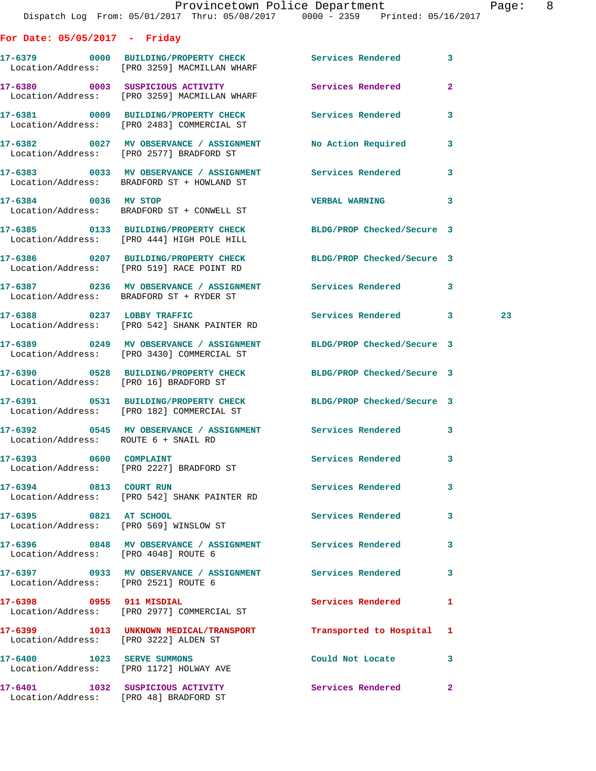For Date: 05/05/2017 - Friday

| Call Number | Time | Call Reason | Action | Priority | |
|---|---|---|---|---|---|
| 17-6379 | 0000 | BUILDING/PROPERTY CHECK | Services Rendered | 3 | |
| Location/Address: | | [PRO 3259] MACMILLAN WHARF | | | |
| 17-6380 | 0003 | SUSPICIOUS ACTIVITY | Services Rendered | 2 | |
| Location/Address: | | [PRO 3259] MACMILLAN WHARF | | | |
| 17-6381 | 0009 | BUILDING/PROPERTY CHECK | Services Rendered | 3 | |
| Location/Address: | | [PRO 2483] COMMERCIAL ST | | | |
| 17-6382 | 0027 | MV OBSERVANCE / ASSIGNMENT | No Action Required | 3 | |
| Location/Address: | | [PRO 2577] BRADFORD ST | | | |
| 17-6383 | 0033 | MV OBSERVANCE / ASSIGNMENT | Services Rendered | 3 | |
| Location/Address: | | BRADFORD ST + HOWLAND ST | | | |
| 17-6384 | 0036 | MV STOP | VERBAL WARNING | 3 | |
| Location/Address: | | BRADFORD ST + CONWELL ST | | | |
| 17-6385 | 0133 | BUILDING/PROPERTY CHECK | BLDG/PROP Checked/Secure | 3 | |
| Location/Address: | | [PRO 444] HIGH POLE HILL | | | |
| 17-6386 | 0207 | BUILDING/PROPERTY CHECK | BLDG/PROP Checked/Secure | 3 | |
| Location/Address: | | [PRO 519] RACE POINT RD | | | |
| 17-6387 | 0236 | MV OBSERVANCE / ASSIGNMENT | Services Rendered | 3 | |
| Location/Address: | | BRADFORD ST + RYDER ST | | | |
| 17-6388 | 0237 | LOBBY TRAFFIC | Services Rendered | 3 | 23 |
| Location/Address: | | [PRO 542] SHANK PAINTER RD | | | |
| 17-6389 | 0249 | MV OBSERVANCE / ASSIGNMENT | BLDG/PROP Checked/Secure | 3 | |
| Location/Address: | | [PRO 3430] COMMERCIAL ST | | | |
| 17-6390 | 0528 | BUILDING/PROPERTY CHECK | BLDG/PROP Checked/Secure | 3 | |
| Location/Address: | | [PRO 16] BRADFORD ST | | | |
| 17-6391 | 0531 | BUILDING/PROPERTY CHECK | BLDG/PROP Checked/Secure | 3 | |
| Location/Address: | | [PRO 182] COMMERCIAL ST | | | |
| 17-6392 | 0545 | MV OBSERVANCE / ASSIGNMENT | Services Rendered | 3 | |
| Location/Address: | | ROUTE 6 + SNAIL RD | | | |
| 17-6393 | 0600 | COMPLAINT | Services Rendered | 3 | |
| Location/Address: | | [PRO 2227] BRADFORD ST | | | |
| 17-6394 | 0813 | COURT RUN | Services Rendered | 3 | |
| Location/Address: | | [PRO 542] SHANK PAINTER RD | | | |
| 17-6395 | 0821 | AT SCHOOL | Services Rendered | 3 | |
| Location/Address: | | [PRO 569] WINSLOW ST | | | |
| 17-6396 | 0848 | MV OBSERVANCE / ASSIGNMENT | Services Rendered | 3 | |
| Location/Address: | | [PRO 4048] ROUTE 6 | | | |
| 17-6397 | 0933 | MV OBSERVANCE / ASSIGNMENT | Services Rendered | 3 | |
| Location/Address: | | [PRO 2521] ROUTE 6 | | | |
| 17-6398 | 0955 | 911 MISDIAL | Services Rendered | 1 | |
| Location/Address: | | [PRO 2977] COMMERCIAL ST | | | |
| 17-6399 | 1013 | UNKNOWN MEDICAL/TRANSPORT | Transported to Hospital | 1 | |
| Location/Address: | | [PRO 3222] ALDEN ST | | | |
| 17-6400 | 1023 | SERVE SUMMONS | Could Not Locate | 3 | |
| Location/Address: | | [PRO 1172] HOLWAY AVE | | | |
| 17-6401 | 1032 | SUSPICIOUS ACTIVITY | Services Rendered | 2 | |
| Location/Address: | | [PRO 48] BRADFORD ST | | | |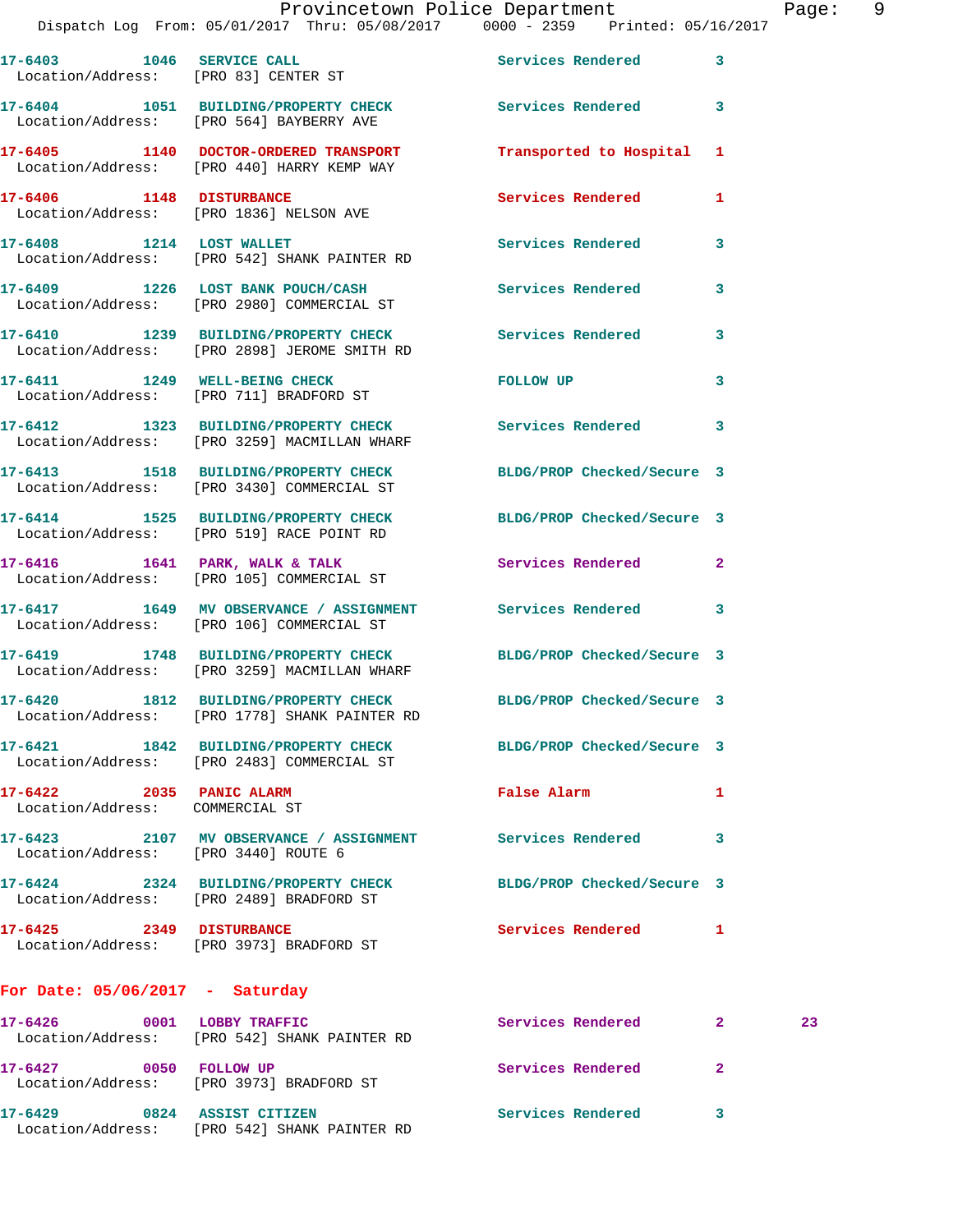17-6403 1046 SERVICE CALL Services Rendered 3
Location/Address: [PRO 83] CENTER ST

17-6404 1051 BUILDING/PROPERTY CHECK Services Rendered 3
Location/Address: [PRO 564] BAYBERRY AVE

17-6405 1140 DOCTOR-ORDERED TRANSPORT Transported to Hospital 1
Location/Address: [PRO 440] HARRY KEMP WAY

17-6406 1148 DISTURBANCE Services Rendered 1
Location/Address: [PRO 1836] NELSON AVE

17-6408 1214 LOST WALLET Services Rendered 3
Location/Address: [PRO 542] SHANK PAINTER RD

17-6409 1226 LOST BANK POUCH/CASH Services Rendered 3
Location/Address: [PRO 2980] COMMERCIAL ST

17-6410 1239 BUILDING/PROPERTY CHECK Services Rendered 3
Location/Address: [PRO 2898] JEROME SMITH RD

17-6411 1249 WELL-BEING CHECK FOLLOW UP 3
Location/Address: [PRO 711] BRADFORD ST

17-6412 1323 BUILDING/PROPERTY CHECK Services Rendered 3
Location/Address: [PRO 3259] MACMILLAN WHARF

17-6413 1518 BUILDING/PROPERTY CHECK BLDG/PROP Checked/Secure 3
Location/Address: [PRO 3430] COMMERCIAL ST

17-6414 1525 BUILDING/PROPERTY CHECK BLDG/PROP Checked/Secure 3
Location/Address: [PRO 519] RACE POINT RD

17-6416 1641 PARK, WALK & TALK Services Rendered 2
Location/Address: [PRO 105] COMMERCIAL ST

17-6417 1649 MV OBSERVANCE / ASSIGNMENT Services Rendered 3
Location/Address: [PRO 106] COMMERCIAL ST

17-6419 1748 BUILDING/PROPERTY CHECK BLDG/PROP Checked/Secure 3
Location/Address: [PRO 3259] MACMILLAN WHARF

17-6420 1812 BUILDING/PROPERTY CHECK BLDG/PROP Checked/Secure 3
Location/Address: [PRO 1778] SHANK PAINTER RD

17-6421 1842 BUILDING/PROPERTY CHECK BLDG/PROP Checked/Secure 3
Location/Address: [PRO 2483] COMMERCIAL ST

17-6422 2035 PANIC ALARM False Alarm 1
Location/Address: COMMERCIAL ST

17-6423 2107 MV OBSERVANCE / ASSIGNMENT Services Rendered 3
Location/Address: [PRO 3440] ROUTE 6

17-6424 2324 BUILDING/PROPERTY CHECK BLDG/PROP Checked/Secure 3
Location/Address: [PRO 2489] BRADFORD ST

17-6425 2349 DISTURBANCE Services Rendered 1
Location/Address: [PRO 3973] BRADFORD ST

**For Date: 05/06/2017 - Saturday**

17-6426 0001 LOBBY TRAFFIC Services Rendered 2 23
Location/Address: [PRO 542] SHANK PAINTER RD

17-6427 0050 FOLLOW UP Services Rendered 2
Location/Address: [PRO 3973] BRADFORD ST

17-6429 0824 ASSIST CITIZEN Services Rendered 3
Location/Address: [PRO 542] SHANK PAINTER RD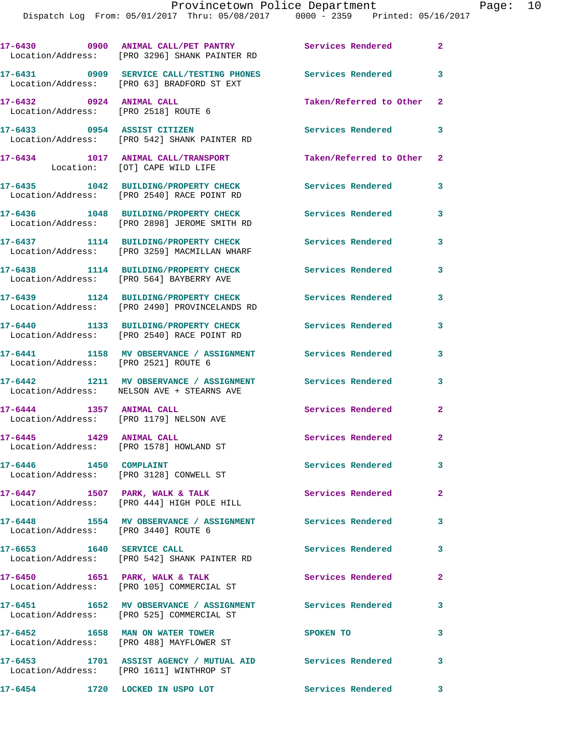| Call Number | Time | Call Reason | Action | Priority |
|---|---|---|---|---|
| 17-6430 | 0900 | ANIMAL CALL/PET PANTRY | Services Rendered | 2 |
| Location/Address: [PRO 3296] SHANK PAINTER RD | | | | |
| 17-6431 | 0909 | SERVICE CALL/TESTING PHONES | Services Rendered | 3 |
| Location/Address: [PRO 63] BRADFORD ST EXT | | | | |
| 17-6432 | 0924 | ANIMAL CALL | Taken/Referred to Other | 2 |
| Location/Address: [PRO 2518] ROUTE 6 | | | | |
| 17-6433 | 0954 | ASSIST CITIZEN | Services Rendered | 3 |
| Location/Address: [PRO 542] SHANK PAINTER RD | | | | |
| 17-6434 | 1017 | ANIMAL CALL/TRANSPORT | Taken/Referred to Other | 2 |
| Location: [OT] CAPE WILD LIFE | | | | |
| 17-6435 | 1042 | BUILDING/PROPERTY CHECK | Services Rendered | 3 |
| Location/Address: [PRO 2540] RACE POINT RD | | | | |
| 17-6436 | 1048 | BUILDING/PROPERTY CHECK | Services Rendered | 3 |
| Location/Address: [PRO 2898] JEROME SMITH RD | | | | |
| 17-6437 | 1114 | BUILDING/PROPERTY CHECK | Services Rendered | 3 |
| Location/Address: [PRO 3259] MACMILLAN WHARF | | | | |
| 17-6438 | 1114 | BUILDING/PROPERTY CHECK | Services Rendered | 3 |
| Location/Address: [PRO 564] BAYBERRY AVE | | | | |
| 17-6439 | 1124 | BUILDING/PROPERTY CHECK | Services Rendered | 3 |
| Location/Address: [PRO 2490] PROVINCELANDS RD | | | | |
| 17-6440 | 1133 | BUILDING/PROPERTY CHECK | Services Rendered | 3 |
| Location/Address: [PRO 2540] RACE POINT RD | | | | |
| 17-6441 | 1158 | MV OBSERVANCE / ASSIGNMENT | Services Rendered | 3 |
| Location/Address: [PRO 2521] ROUTE 6 | | | | |
| 17-6442 | 1211 | MV OBSERVANCE / ASSIGNMENT | Services Rendered | 3 |
| Location/Address: NELSON AVE + STEARNS AVE | | | | |
| 17-6444 | 1357 | ANIMAL CALL | Services Rendered | 2 |
| Location/Address: [PRO 1179] NELSON AVE | | | | |
| 17-6445 | 1429 | ANIMAL CALL | Services Rendered | 2 |
| Location/Address: [PRO 1578] HOWLAND ST | | | | |
| 17-6446 | 1450 | COMPLAINT | Services Rendered | 3 |
| Location/Address: [PRO 3128] CONWELL ST | | | | |
| 17-6447 | 1507 | PARK, WALK & TALK | Services Rendered | 2 |
| Location/Address: [PRO 444] HIGH POLE HILL | | | | |
| 17-6448 | 1554 | MV OBSERVANCE / ASSIGNMENT | Services Rendered | 3 |
| Location/Address: [PRO 3440] ROUTE 6 | | | | |
| 17-6653 | 1640 | SERVICE CALL | Services Rendered | 3 |
| Location/Address: [PRO 542] SHANK PAINTER RD | | | | |
| 17-6450 | 1651 | PARK, WALK & TALK | Services Rendered | 2 |
| Location/Address: [PRO 105] COMMERCIAL ST | | | | |
| 17-6451 | 1652 | MV OBSERVANCE / ASSIGNMENT | Services Rendered | 3 |
| Location/Address: [PRO 525] COMMERCIAL ST | | | | |
| 17-6452 | 1658 | MAN ON WATER TOWER | SPOKEN TO | 3 |
| Location/Address: [PRO 488] MAYFLOWER ST | | | | |
| 17-6453 | 1701 | ASSIST AGENCY / MUTUAL AID | Services Rendered | 3 |
| Location/Address: [PRO 1611] WINTHROP ST | | | | |
| 17-6454 | 1720 | LOCKED IN USPO LOT | Services Rendered | 3 |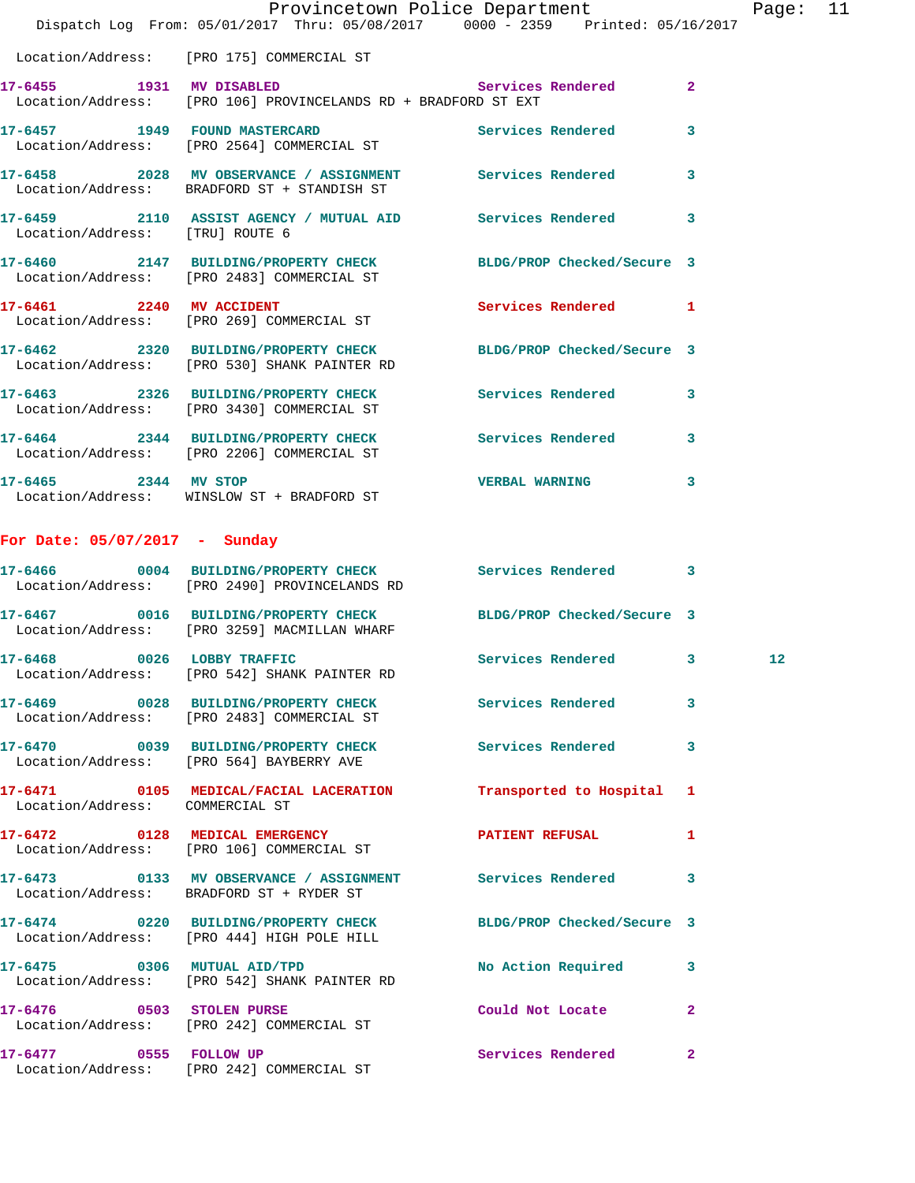Location/Address: [PRO 175] COMMERCIAL ST

**17-6455** 1931 **MV DISABLED** Services Rendered 2
Location/Address: [PRO 106] PROVINCELANDS RD + BRADFORD ST EXT

**17-6457** 1949 **FOUND MASTERCARD** Services Rendered 3
Location/Address: [PRO 2564] COMMERCIAL ST

**17-6458** 2028 **MV OBSERVANCE / ASSIGNMENT** Services Rendered 3
Location/Address: BRADFORD ST + STANDISH ST

**17-6459** 2110 **ASSIST AGENCY / MUTUAL AID** Services Rendered 3
Location/Address: [TRU] ROUTE 6

**17-6460** 2147 **BUILDING/PROPERTY CHECK** BLDG/PROP Checked/Secure 3
Location/Address: [PRO 2483] COMMERCIAL ST

**17-6461** 2240 **MV ACCIDENT** Services Rendered 1
Location/Address: [PRO 269] COMMERCIAL ST

**17-6462** 2320 **BUILDING/PROPERTY CHECK** BLDG/PROP Checked/Secure 3
Location/Address: [PRO 530] SHANK PAINTER RD

**17-6463** 2326 **BUILDING/PROPERTY CHECK** Services Rendered 3
Location/Address: [PRO 3430] COMMERCIAL ST

**17-6464** 2344 **BUILDING/PROPERTY CHECK** Services Rendered 3
Location/Address: [PRO 2206] COMMERCIAL ST

**17-6465** 2344 **MV STOP** VERBAL WARNING 3
Location/Address: WINSLOW ST + BRADFORD ST

## For Date: 05/07/2017 - Sunday

**17-6466** 0004 **BUILDING/PROPERTY CHECK** Services Rendered 3
Location/Address: [PRO 2490] PROVINCELANDS RD

**17-6467** 0016 **BUILDING/PROPERTY CHECK** BLDG/PROP Checked/Secure 3
Location/Address: [PRO 3259] MACMILLAN WHARF

**17-6468** 0026 **LOBBY TRAFFIC** Services Rendered 3 12
Location/Address: [PRO 542] SHANK PAINTER RD

**17-6469** 0028 **BUILDING/PROPERTY CHECK** Services Rendered 3
Location/Address: [PRO 2483] COMMERCIAL ST

**17-6470** 0039 **BUILDING/PROPERTY CHECK** Services Rendered 3
Location/Address: [PRO 564] BAYBERRY AVE

**17-6471** 0105 **MEDICAL/FACIAL LACERATION** Transported to Hospital 1
Location/Address: COMMERCIAL ST

**17-6472** 0128 **MEDICAL EMERGENCY** PATIENT REFUSAL 1
Location/Address: [PRO 106] COMMERCIAL ST

**17-6473** 0133 **MV OBSERVANCE / ASSIGNMENT** Services Rendered 3
Location/Address: BRADFORD ST + RYDER ST

**17-6474** 0220 **BUILDING/PROPERTY CHECK** BLDG/PROP Checked/Secure 3
Location/Address: [PRO 444] HIGH POLE HILL

**17-6475** 0306 **MUTUAL AID/TPD** No Action Required 3
Location/Address: [PRO 542] SHANK PAINTER RD

**17-6476** 0503 **STOLEN PURSE** Could Not Locate 2
Location/Address: [PRO 242] COMMERCIAL ST

**17-6477** 0555 **FOLLOW UP** Services Rendered 2
Location/Address: [PRO 242] COMMERCIAL ST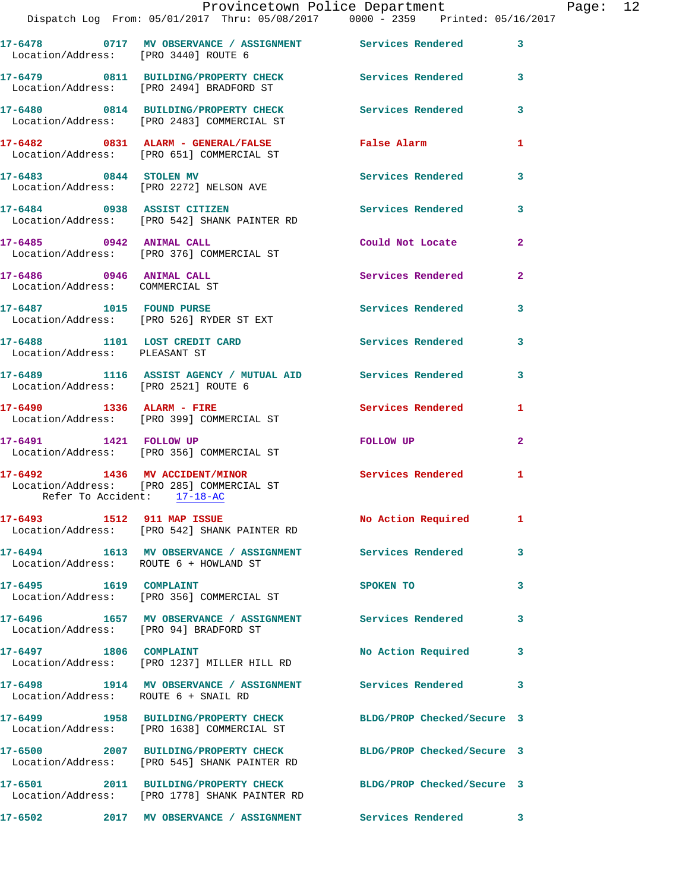17-6478 0717 MV OBSERVANCE / ASSIGNMENT Services Rendered 3
Location/Address: [PRO 3440] ROUTE 6

17-6479 0811 BUILDING/PROPERTY CHECK Services Rendered 3
Location/Address: [PRO 2494] BRADFORD ST

17-6480 0814 BUILDING/PROPERTY CHECK Services Rendered 3
Location/Address: [PRO 2483] COMMERCIAL ST

17-6482 0831 ALARM - GENERAL/FALSE False Alarm 1
Location/Address: [PRO 651] COMMERCIAL ST

17-6483 0844 STOLEN MV Services Rendered 3
Location/Address: [PRO 2272] NELSON AVE

17-6484 0938 ASSIST CITIZEN Services Rendered 3
Location/Address: [PRO 542] SHANK PAINTER RD

17-6485 0942 ANIMAL CALL Could Not Locate 2
Location/Address: [PRO 376] COMMERCIAL ST

17-6486 0946 ANIMAL CALL Services Rendered 2
Location/Address: COMMERCIAL ST

17-6487 1015 FOUND PURSE Services Rendered 3
Location/Address: [PRO 526] RYDER ST EXT

17-6488 1101 LOST CREDIT CARD Services Rendered 3
Location/Address: PLEASANT ST

17-6489 1116 ASSIST AGENCY / MUTUAL AID Services Rendered 3
Location/Address: [PRO 2521] ROUTE 6

17-6490 1336 ALARM - FIRE Services Rendered 1
Location/Address: [PRO 399] COMMERCIAL ST

17-6491 1421 FOLLOW UP FOLLOW UP 2
Location/Address: [PRO 356] COMMERCIAL ST

17-6492 1436 MV ACCIDENT/MINOR Services Rendered 1
Location/Address: [PRO 285] COMMERCIAL ST
Refer To Accident: 17-18-AC

17-6493 1512 911 MAP ISSUE No Action Required 1
Location/Address: [PRO 542] SHANK PAINTER RD

17-6494 1613 MV OBSERVANCE / ASSIGNMENT Services Rendered 3
Location/Address: ROUTE 6 + HOWLAND ST

17-6495 1619 COMPLAINT SPOKEN TO 3
Location/Address: [PRO 356] COMMERCIAL ST

17-6496 1657 MV OBSERVANCE / ASSIGNMENT Services Rendered 3
Location/Address: [PRO 94] BRADFORD ST

17-6497 1806 COMPLAINT No Action Required 3
Location/Address: [PRO 1237] MILLER HILL RD

17-6498 1914 MV OBSERVANCE / ASSIGNMENT Services Rendered 3
Location/Address: ROUTE 6 + SNAIL RD

17-6499 1958 BUILDING/PROPERTY CHECK BLDG/PROP Checked/Secure 3
Location/Address: [PRO 1638] COMMERCIAL ST

17-6500 2007 BUILDING/PROPERTY CHECK BLDG/PROP Checked/Secure 3
Location/Address: [PRO 545] SHANK PAINTER RD

17-6501 2011 BUILDING/PROPERTY CHECK BLDG/PROP Checked/Secure 3
Location/Address: [PRO 1778] SHANK PAINTER RD

17-6502 2017 MV OBSERVANCE / ASSIGNMENT Services Rendered 3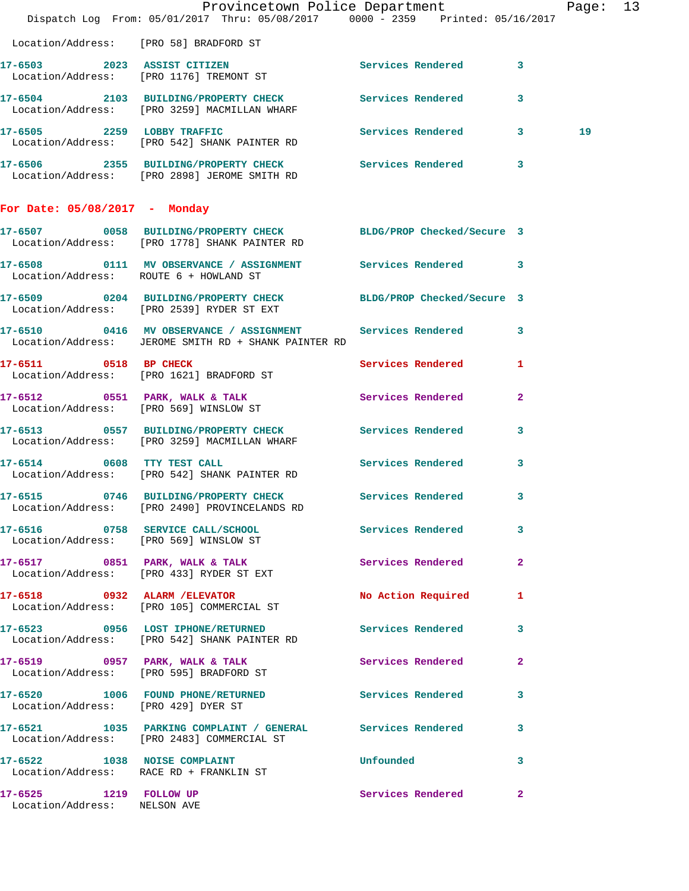Location/Address: [PRO 58] BRADFORD ST

| Call # | Time | Call Reason | Action | Priority | |
|---|---|---|---|---|---|
| 17-6503 | 2023 | ASSIST CITIZEN | Services Rendered | 3 | |
| | | Location/Address: [PRO 1176] TREMONT ST | | | |
| 17-6504 | 2103 | BUILDING/PROPERTY CHECK | Services Rendered | 3 | |
| | | Location/Address: [PRO 3259] MACMILLAN WHARF | | | |
| 17-6505 | 2259 | LOBBY TRAFFIC | Services Rendered | 3 | 19 |
| | | Location/Address: [PRO 542] SHANK PAINTER RD | | | |
| 17-6506 | 2355 | BUILDING/PROPERTY CHECK | Services Rendered | 3 | |
| | | Location/Address: [PRO 2898] JEROME SMITH RD | | | |

## For Date: 05/08/2017 - Monday

| Call # | Time | Call Reason | Action | Priority |
|---|---|---|---|---|
| 17-6507 | 0058 | BUILDING/PROPERTY CHECK | BLDG/PROP Checked/Secure | 3 |
| | | Location/Address: [PRO 1778] SHANK PAINTER RD | | |
| 17-6508 | 0111 | MV OBSERVANCE / ASSIGNMENT | Services Rendered | 3 |
| | | Location/Address: ROUTE 6 + HOWLAND ST | | |
| 17-6509 | 0204 | BUILDING/PROPERTY CHECK | BLDG/PROP Checked/Secure | 3 |
| | | Location/Address: [PRO 2539] RYDER ST EXT | | |
| 17-6510 | 0416 | MV OBSERVANCE / ASSIGNMENT | Services Rendered | 3 |
| | | Location/Address: JEROME SMITH RD + SHANK PAINTER RD | | |
| 17-6511 | 0518 | BP CHECK | Services Rendered | 1 |
| | | Location/Address: [PRO 1621] BRADFORD ST | | |
| 17-6512 | 0551 | PARK, WALK & TALK | Services Rendered | 2 |
| | | Location/Address: [PRO 569] WINSLOW ST | | |
| 17-6513 | 0557 | BUILDING/PROPERTY CHECK | Services Rendered | 3 |
| | | Location/Address: [PRO 3259] MACMILLAN WHARF | | |
| 17-6514 | 0608 | TTY TEST CALL | Services Rendered | 3 |
| | | Location/Address: [PRO 542] SHANK PAINTER RD | | |
| 17-6515 | 0746 | BUILDING/PROPERTY CHECK | Services Rendered | 3 |
| | | Location/Address: [PRO 2490] PROVINCELANDS RD | | |
| 17-6516 | 0758 | SERVICE CALL/SCHOOL | Services Rendered | 3 |
| | | Location/Address: [PRO 569] WINSLOW ST | | |
| 17-6517 | 0851 | PARK, WALK & TALK | Services Rendered | 2 |
| | | Location/Address: [PRO 433] RYDER ST EXT | | |
| 17-6518 | 0932 | ALARM /ELEVATOR | No Action Required | 1 |
| | | Location/Address: [PRO 105] COMMERCIAL ST | | |
| 17-6523 | 0956 | LOST IPHONE/RETURNED | Services Rendered | 3 |
| | | Location/Address: [PRO 542] SHANK PAINTER RD | | |
| 17-6519 | 0957 | PARK, WALK & TALK | Services Rendered | 2 |
| | | Location/Address: [PRO 595] BRADFORD ST | | |
| 17-6520 | 1006 | FOUND PHONE/RETURNED | Services Rendered | 3 |
| | | Location/Address: [PRO 429] DYER ST | | |
| 17-6521 | 1035 | PARKING COMPLAINT / GENERAL | Services Rendered | 3 |
| | | Location/Address: [PRO 2483] COMMERCIAL ST | | |
| 17-6522 | 1038 | NOISE COMPLAINT | Unfounded | 3 |
| | | Location/Address: RACE RD + FRANKLIN ST | | |
| 17-6525 | 1219 | FOLLOW UP | Services Rendered | 2 |
| | | Location/Address: NELSON AVE | | |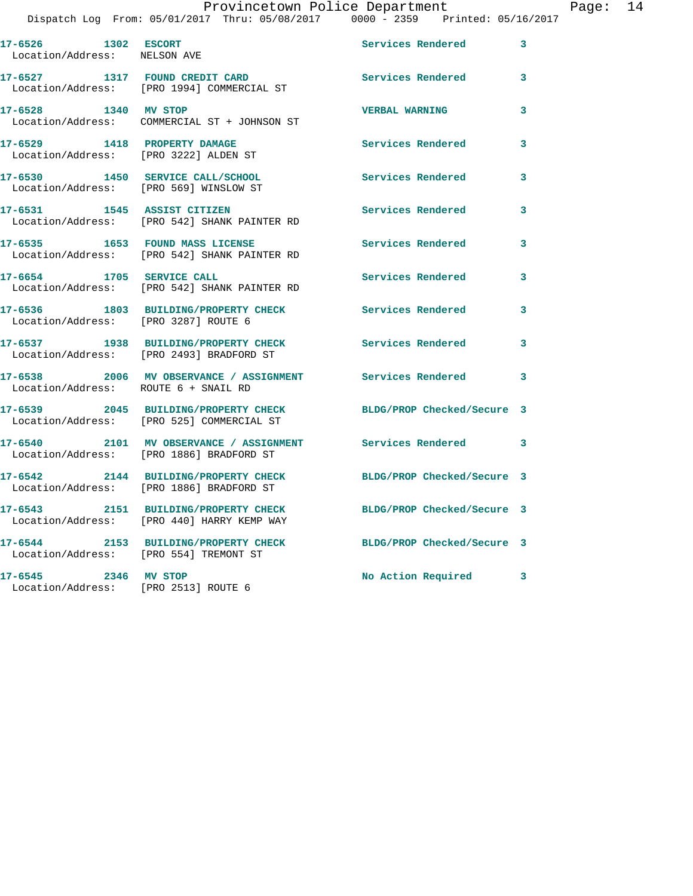| | | | | |
|---|---|---|---|---|
| 17-6526 | 1302 | ESCORT | Services Rendered | 3 |
| Location/Address: | NELSON AVE | | | |
| 17-6527 | 1317 | FOUND CREDIT CARD | Services Rendered | 3 |
| Location/Address: | [PRO 1994] COMMERCIAL ST | | | |
| 17-6528 | 1340 | MV STOP | VERBAL WARNING | 3 |
| Location/Address: | COMMERCIAL ST + JOHNSON ST | | | |
| 17-6529 | 1418 | PROPERTY DAMAGE | Services Rendered | 3 |
| Location/Address: | [PRO 3222] ALDEN ST | | | |
| 17-6530 | 1450 | SERVICE CALL/SCHOOL | Services Rendered | 3 |
| Location/Address: | [PRO 569] WINSLOW ST | | | |
| 17-6531 | 1545 | ASSIST CITIZEN | Services Rendered | 3 |
| Location/Address: | [PRO 542] SHANK PAINTER RD | | | |
| 17-6535 | 1653 | FOUND MASS LICENSE | Services Rendered | 3 |
| Location/Address: | [PRO 542] SHANK PAINTER RD | | | |
| 17-6654 | 1705 | SERVICE CALL | Services Rendered | 3 |
| Location/Address: | [PRO 542] SHANK PAINTER RD | | | |
| 17-6536 | 1803 | BUILDING/PROPERTY CHECK | Services Rendered | 3 |
| Location/Address: | [PRO 3287] ROUTE 6 | | | |
| 17-6537 | 1938 | BUILDING/PROPERTY CHECK | Services Rendered | 3 |
| Location/Address: | [PRO 2493] BRADFORD ST | | | |
| 17-6538 | 2006 | MV OBSERVANCE / ASSIGNMENT | Services Rendered | 3 |
| Location/Address: | ROUTE 6 + SNAIL RD | | | |
| 17-6539 | 2045 | BUILDING/PROPERTY CHECK | BLDG/PROP Checked/Secure | 3 |
| Location/Address: | [PRO 525] COMMERCIAL ST | | | |
| 17-6540 | 2101 | MV OBSERVANCE / ASSIGNMENT | Services Rendered | 3 |
| Location/Address: | [PRO 1886] BRADFORD ST | | | |
| 17-6542 | 2144 | BUILDING/PROPERTY CHECK | BLDG/PROP Checked/Secure | 3 |
| Location/Address: | [PRO 1886] BRADFORD ST | | | |
| 17-6543 | 2151 | BUILDING/PROPERTY CHECK | BLDG/PROP Checked/Secure | 3 |
| Location/Address: | [PRO 440] HARRY KEMP WAY | | | |
| 17-6544 | 2153 | BUILDING/PROPERTY CHECK | BLDG/PROP Checked/Secure | 3 |
| Location/Address: | [PRO 554] TREMONT ST | | | |
| 17-6545 | 2346 | MV STOP | No Action Required | 3 |
| Location/Address: | [PRO 2513] ROUTE 6 | | | |